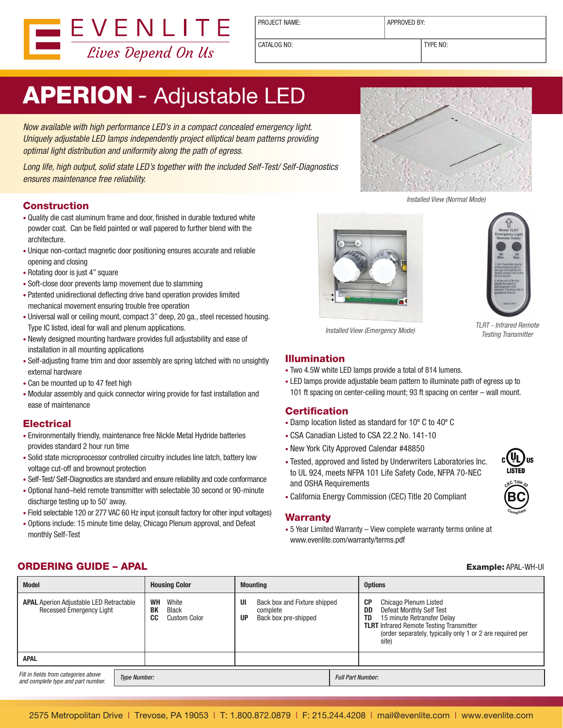# EVENLITE

*Lives Depend On Us*

| PROJECT NAME: | APPROVED BY: |
|---|---|
| CATALOG NO: | TYPE NO: |

# APERION - Adjustable LED

*Now available with high performance LED's in a compact concealed emergency light. Uniquely adjustable LED lamps independently project elliptical beam patterns providing optimal light distribution and uniformity along the path of egress.*

*Long life, high output, solid state LED's together with the included Self-Test/ Self-Diagnostics ensures maintenance free reliability.*

*Installed View (Normal Mode)*

*Installed View (Emergency Mode)*

*TLRT - Infrared Remote Testing Transmitter*

## Construction

- Quality die cast aluminum frame and door, finished in durable textured white powder coat. Can be field painted or wall papered to further blend with the architecture.
- Unique non-contact magnetic door positioning ensures accurate and reliable opening and closing
- Rotating door is just 4" square
- Soft-close door prevents lamp movement due to slamming
- Patented unidirectional deflecting drive band operation provides limited mechanical movement ensuring trouble free operation
- Universal wall or ceiling mount, compact 3" deep, 20 ga., steel recessed housing. Type IC listed, ideal for wall and plenum applications.
- Newly designed mounting hardware provides full adjustability and ease of installation in all mounting applications
- Self-adjusting frame trim and door assembly are spring latched with no unsightly external hardware
- Can be mounted up to 47 feet high
- Modular assembly and quick connector wiring provide for fast installation and ease of maintenance

## Electrical

- Environmentally friendly, maintenance free Nickle Metal Hydride batteries provides standard 2 hour run time
- Solid state microprocessor controlled circuitry includes line latch, battery low voltage cut-off and brownout protection
- Self-Test/ Self-Diagnostics are standard and ensure reliability and code conformance
- Optional hand–held remote transmitter with selectable 30 second or 90-minute discharge testing up to 50' away.
- Field selectable 120 or 277 VAC 60 Hz input (consult factory for other input voltages)
- Options include: 15 minute time delay, Chicago Plenum approval, and Defeat monthly Self-Test

## Illumination

- Two 4.5W white LED lamps provide a total of 814 lumens.
- LED lamps provide adjustable beam pattern to illuminate path of egress up to 101 ft spacing on center-ceiling mount; 93 ft spacing on center – wall mount.

## Certification

- Damp location listed as standard for 10º C to 40º C
- CSA Canadian Listed to CSA 22.2 No. 141-10
- New York City Approved Calendar #48850
- Tested, approved and listed by Underwriters Laboratories Inc. to UL 924, meets NFPA 101 Life Safety Code, NFPA 70-NEC and OSHA Requirements
- California Energy Commission (CEC) Title 20 Compliant

## Warranty

- 5 Year Limited Warranty – View complete warranty terms online at www.evenlite.com/warranty/terms.pdf

## ORDERING GUIDE – APAL

**Example:** APAL-WH-UI

| Model | Housing Color | Mounting | Options |
|---|---|---|---|
| **APAL** Aperion Adjustable LED Retractable Recessed Emergency Light | **WH** White<br>**BK** Black<br>**CC** Custom Color | **UI** Back box and Fixture shipped complete<br>**UP** Back box pre-shipped | **CP** Chicago Plenum Listed<br>**DD** Defeat Monthly Self Test<br>**TD** 15 minute Retransfer Delay<br>**TLRT** Infrared Remote Testing Transmitter (order separately, typically only 1 or 2 are required per site) |
| **APAL** | | | |

| *Fill in fields from categories above and complete type and part number.* | *Type Number:* | *Full Part Number:* |
|---|---|---|

2575 Metropolitan Drive | Trevose, PA 19053 | T: 1.800.872.0879 | F: 215.244.4208 | mail@evenlite.com | www.evenlite.com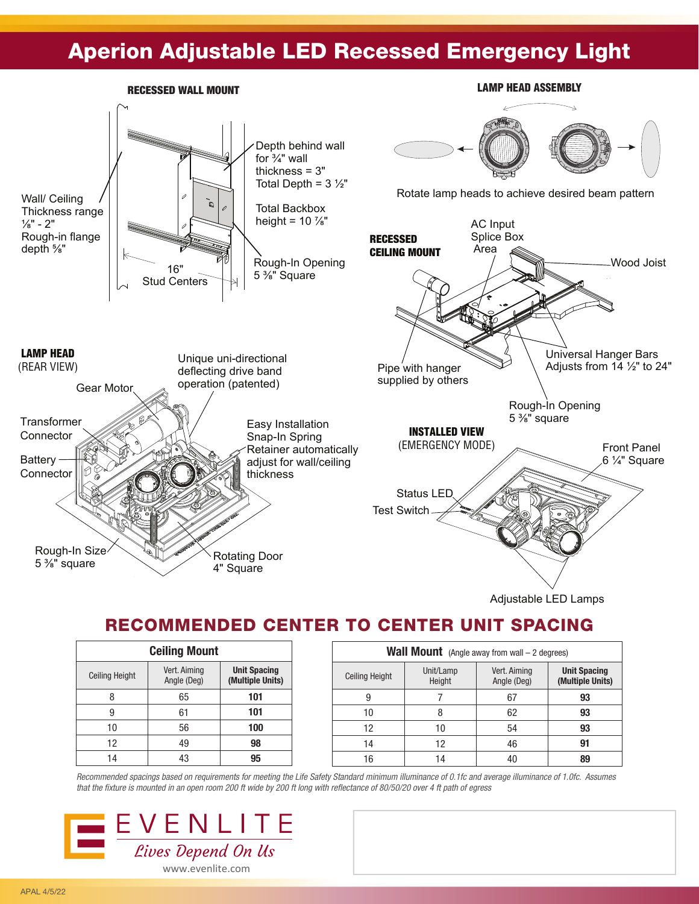# Aperion Adjustable LED Recessed Emergency Light

**RECESSED WALL MOUNT**

Wall/ Ceiling Thickness range ⅛" - 2"
Rough-in flange depth ⅝"

16" Stud Centers

Depth behind wall for ¾" wall thickness = 3"
Total Depth = 3 ½"

Total Backbox height = 10 ⅞"

Rough-In Opening 5 ⅜" Square

**LAMP HEAD ASSEMBLY**

Rotate lamp heads to achieve desired beam pattern

**RECESSED CEILING MOUNT**

AC Input Splice Box Area

Wood Joist

Pipe with hanger supplied by others

Universal Hanger Bars Adjusts from 14 ½" to 24"

Rough-In Opening 5 ⅜" square

**LAMP HEAD** (REAR VIEW)

Gear Motor

Unique uni-directional deflecting drive band operation (patented)

Transformer Connector

Battery Connector

Easy Installation Snap-In Spring Retainer automatically adjust for wall/ceiling thickness

Rough-In Size 5 ⅜" square

Rotating Door 4" Square

**INSTALLED VIEW** (EMERGENCY MODE)

Front Panel 6 ¼" Square

Status LED

Test Switch

Adjustable LED Lamps

## RECOMMENDED CENTER TO CENTER UNIT SPACING

| Ceiling Mount | | |
|---|---|---|
| Ceiling Height | Vert. Aiming Angle (Deg) | **Unit Spacing (Multiple Units)** |
| 8 | 65 | **101** |
| 9 | 61 | **101** |
| 10 | 56 | **100** |
| 12 | 49 | **98** |
| 14 | 43 | **95** |

| Wall Mount (Angle away from wall – 2 degrees) | | | |
|---|---|---|---|
| Ceiling Height | Unit/Lamp Height | Vert. Aiming Angle (Deg) | **Unit Spacing (Multiple Units)** |
| 9 | 7 | 67 | **93** |
| 10 | 8 | 62 | **93** |
| 12 | 10 | 54 | **93** |
| 14 | 12 | 46 | **91** |
| 16 | 14 | 40 | **89** |

*Recommended spacings based on requirements for meeting the Life Safety Standard minimum illuminance of 0.1fc and average illuminance of 1.0fc. Assumes that the fixture is mounted in an open room 200 ft wide by 200 ft long with reflectance of 80/50/20 over 4 ft path of egress*

EVENLITE
*Lives Depend On Us*
www.evenlite.com

APAL 4/5/22